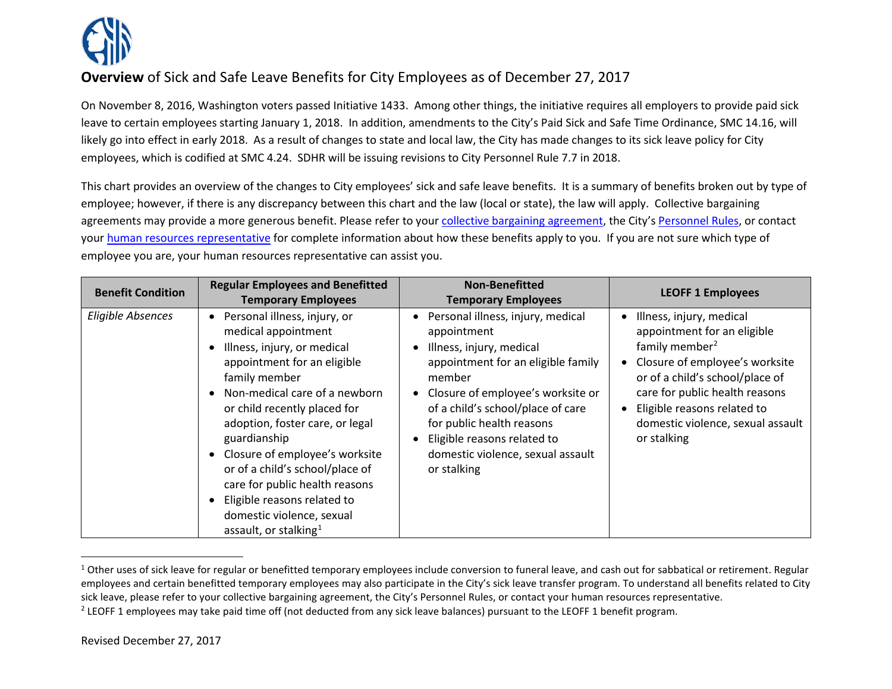## **Overview** of Sick and Safe Leave Benefits for City Employees as of December 27, 2017

On November 8, 2016, Washington voters passed Initiative 1433. Among other things, the initiative requires all employers to provide paid sick leave to certain employees starting January 1, 2018. In addition, amendments to the City's Paid Sick and Safe Time Ordinance, SMC 14.16, will likely go into effect in early 2018. As a result of changes to state and local law, the City has made changes to its sick leave policy for City employees, which is codified at SMC 4.24. SDHR will be issuing revisions to City Personnel Rule 7.7 in 2018.

This chart provides an overview of the changes to City employees' sick and safe leave benefits. It is a summary of benefits broken out by type of employee; however, if there is any discrepancy between this chart and the law (local or state), the law will apply. Collective bargaining agreements may provide a more generous benefit. Please refer to your collective bargaining agreement, the City's Personnel Rules, or contact your human resources representative for complete information about how these benefits apply to you. If you are not sure which type of employee you are, your human resources representative can assist you.

| Benefit Condition | Regular Employees and Benefitted Temporary Employees | Non-Benefitted Temporary Employees | LEOFF 1 Employees |
| --- | --- | --- | --- |
| *Eligible Absences* | • Personal illness, injury, or medical appointment<br>• Illness, injury, or medical appointment for an eligible family member<br>• Non-medical care of a newborn or child recently placed for adoption, foster care, or legal guardianship<br>• Closure of employee's worksite or of a child's school/place of care for public health reasons<br>• Eligible reasons related to domestic violence, sexual assault, or stalking[1] | • Personal illness, injury, medical appointment<br>• Illness, injury, medical appointment for an eligible family member<br>• Closure of employee's worksite or of a child's school/place of care for public health reasons<br>• Eligible reasons related to domestic violence, sexual assault or stalking | • Illness, injury, medical appointment for an eligible family member[2]<br>• Closure of employee's worksite or of a child's school/place of care for public health reasons<br>• Eligible reasons related to domestic violence, sexual assault or stalking |

[1] Other uses of sick leave for regular or benefitted temporary employees include conversion to funeral leave, and cash out for sabbatical or retirement. Regular employees and certain benefitted temporary employees may also participate in the City's sick leave transfer program. To understand all benefits related to City sick leave, please refer to your collective bargaining agreement, the City's Personnel Rules, or contact your human resources representative.

[2] LEOFF 1 employees may take paid time off (not deducted from any sick leave balances) pursuant to the LEOFF 1 benefit program.

Revised December 27, 2017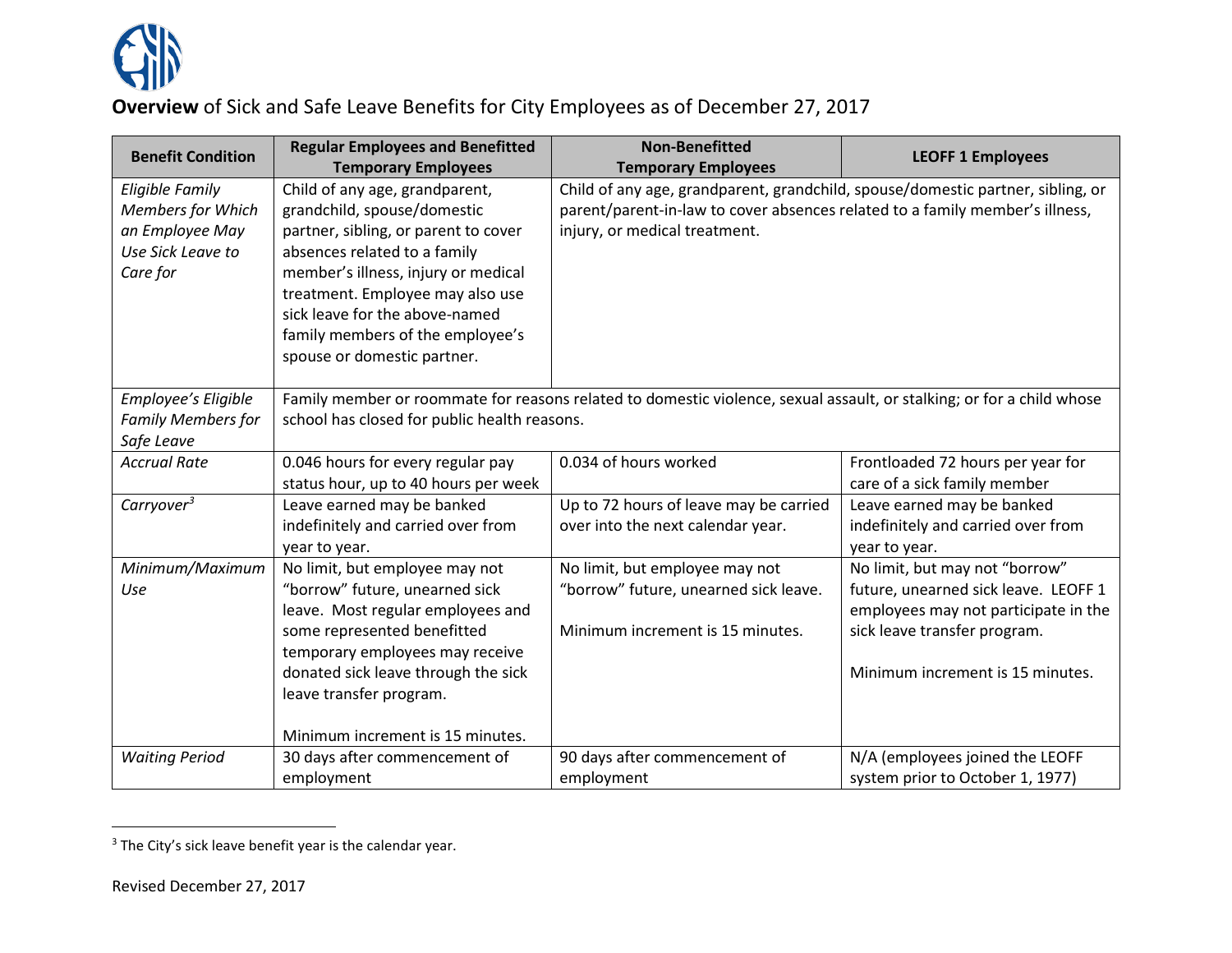**Overview** of Sick and Safe Leave Benefits for City Employees as of December 27, 2017

| Benefit Condition | Regular Employees and Benefitted Temporary Employees | Non-Benefitted Temporary Employees | LEOFF 1 Employees |
|---|---|---|---|
| *Eligible Family Members for Which an Employee May Use Sick Leave to Care for* | Child of any age, grandparent, grandchild, spouse/domestic partner, sibling, or parent to cover absences related to a family member's illness, injury or medical treatment. Employee may also use sick leave for the above-named family members of the employee's spouse or domestic partner. | Child of any age, grandparent, grandchild, spouse/domestic partner, sibling, or parent/parent-in-law to cover absences related to a family member's illness, injury, or medical treatment. | |
| *Employee's Eligible Family Members for Safe Leave* | Family member or roommate for reasons related to domestic violence, sexual assault, or stalking; or for a child whose school has closed for public health reasons. | | |
| *Accrual Rate* | 0.046 hours for every regular pay status hour, up to 40 hours per week | 0.034 of hours worked | Frontloaded 72 hours per year for care of a sick family member |
| *Carryover*[3] | Leave earned may be banked indefinitely and carried over from year to year. | Up to 72 hours of leave may be carried over into the next calendar year. | Leave earned may be banked indefinitely and carried over from year to year. |
| *Minimum/Maximum Use* | No limit, but employee may not "borrow" future, unearned sick leave. Most regular employees and some represented benefitted temporary employees may receive donated sick leave through the sick leave transfer program.<br><br>Minimum increment is 15 minutes. | No limit, but employee may not "borrow" future, unearned sick leave.<br><br>Minimum increment is 15 minutes. | No limit, but may not "borrow" future, unearned sick leave. LEOFF 1 employees may not participate in the sick leave transfer program.<br><br>Minimum increment is 15 minutes. |
| *Waiting Period* | 30 days after commencement of employment | 90 days after commencement of employment | N/A (employees joined the LEOFF system prior to October 1, 1977) |

[3] The City's sick leave benefit year is the calendar year.

Revised December 27, 2017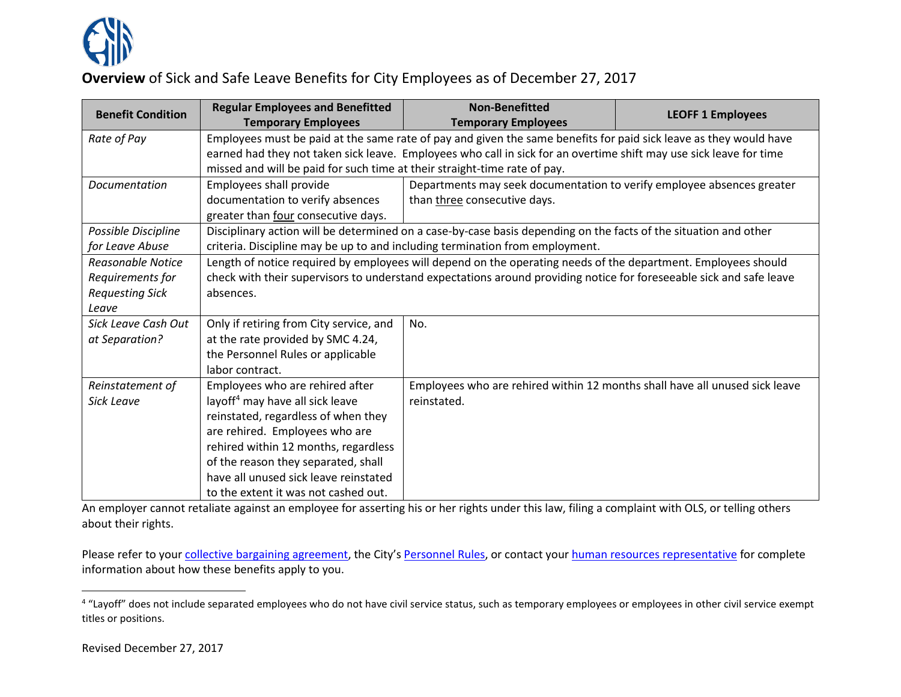**Overview** of Sick and Safe Leave Benefits for City Employees as of December 27, 2017

| Benefit Condition | Regular Employees and Benefitted Temporary Employees | Non-Benefitted Temporary Employees | LEOFF 1 Employees |
|---|---|---|---|
| *Rate of Pay* | Employees must be paid at the same rate of pay and given the same benefits for paid sick leave as they would have earned had they not taken sick leave. Employees who call in sick for an overtime shift may use sick leave for time missed and will be paid for such time at their straight-time rate of pay. | | |
| *Documentation* | Employees shall provide documentation to verify absences greater than <u>four</u> consecutive days. | Departments may seek documentation to verify employee absences greater than <u>three</u> consecutive days. | |
| *Possible Discipline for Leave Abuse* | Disciplinary action will be determined on a case-by-case basis depending on the facts of the situation and other criteria. Discipline may be up to and including termination from employment. | | |
| *Reasonable Notice Requirements for Requesting Sick Leave* | Length of notice required by employees will depend on the operating needs of the department. Employees should check with their supervisors to understand expectations around providing notice for foreseeable sick and safe leave absences. | | |
| *Sick Leave Cash Out at Separation?* | Only if retiring from City service, and at the rate provided by SMC 4.24, the Personnel Rules or applicable labor contract. | No. | |
| *Reinstatement of Sick Leave* | Employees who are rehired after layoff[4] may have all sick leave reinstated, regardless of when they are rehired. Employees who are rehired within 12 months, regardless of the reason they separated, shall have all unused sick leave reinstated to the extent it was not cashed out. | Employees who are rehired within 12 months shall have all unused sick leave reinstated. | |

An employer cannot retaliate against an employee for asserting his or her rights under this law, filing a complaint with OLS, or telling others about their rights.

Please refer to your collective bargaining agreement, the City's Personnel Rules, or contact your human resources representative for complete information about how these benefits apply to you.

[4] "Layoff" does not include separated employees who do not have civil service status, such as temporary employees or employees in other civil service exempt titles or positions.

Revised December 27, 2017